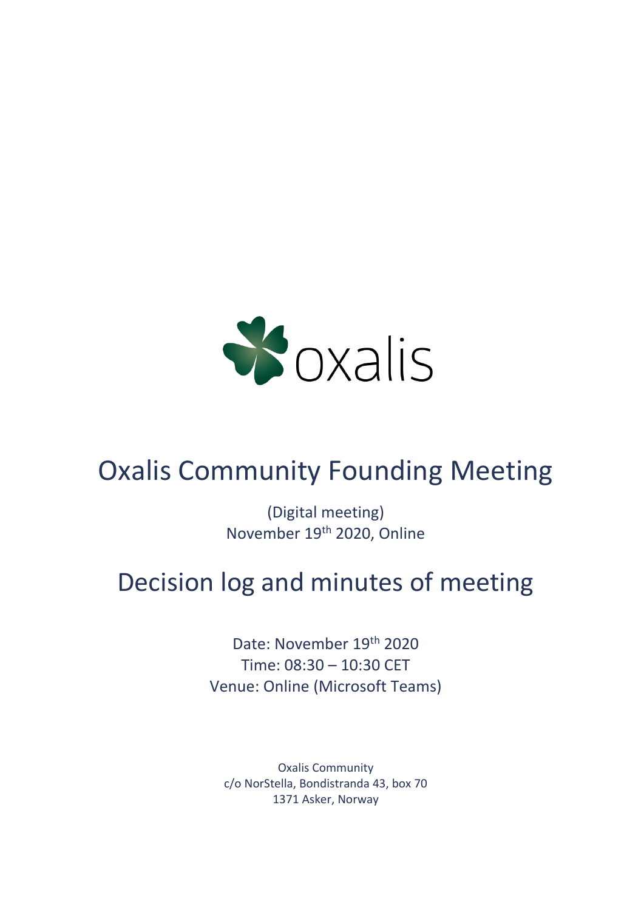oxalis

# Oxalis Community Founding Meeting

(Digital meeting)
November 19th 2020, Online

# Decision log and minutes of meeting

Date: November 19th 2020
Time: 08:30 – 10:30 CET
Venue: Online (Microsoft Teams)

Oxalis Community
c/o NorStella, Bondistranda 43, box 70
1371 Asker, Norway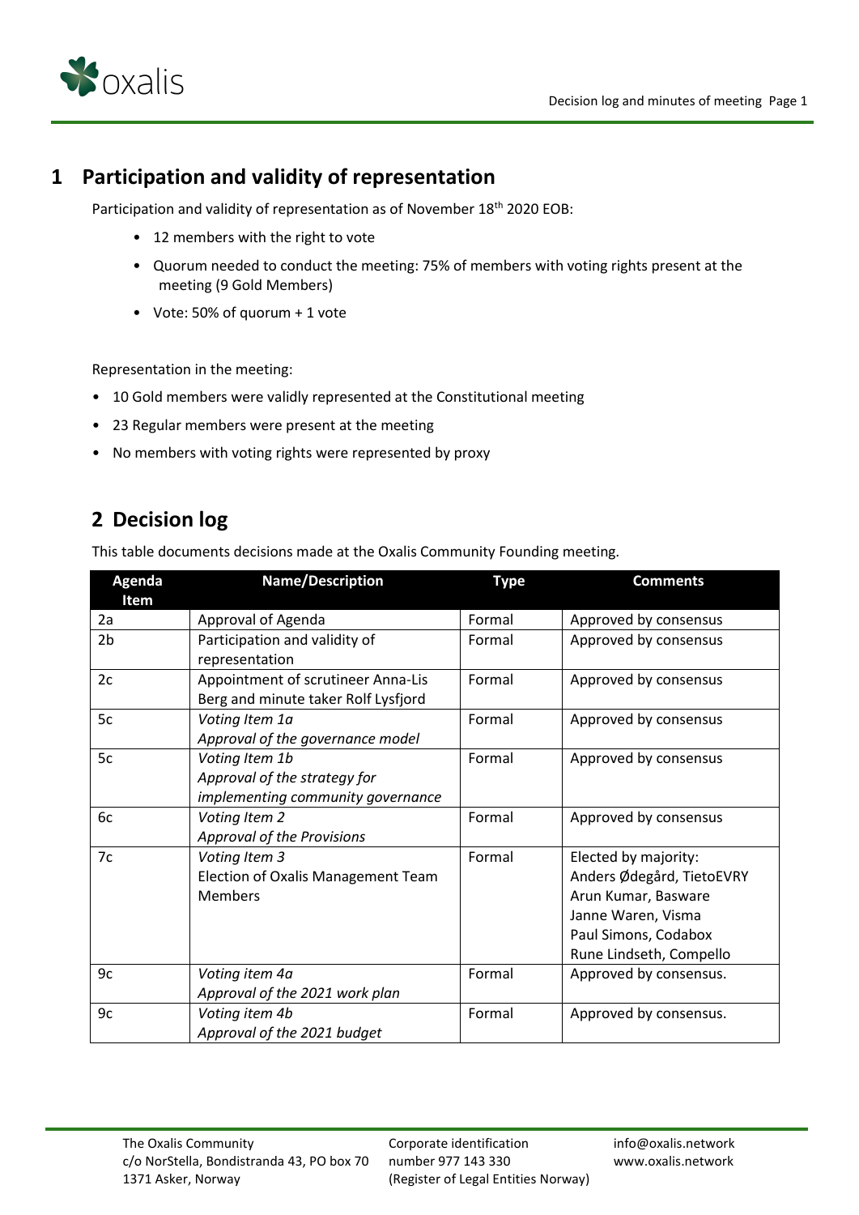# 1 Participation and validity of representation

Participation and validity of representation as of November 18th 2020 EOB:

- 12 members with the right to vote
- Quorum needed to conduct the meeting: 75% of members with voting rights present at the meeting (9 Gold Members)
- Vote: 50% of quorum + 1 vote

Representation in the meeting:

- 10 Gold members were validly represented at the Constitutional meeting
- 23 Regular members were present at the meeting
- No members with voting rights were represented by proxy

# 2 Decision log

This table documents decisions made at the Oxalis Community Founding meeting.

| Agenda Item | Name/Description | Type | Comments |
|---|---|---|---|
| 2a | Approval of Agenda | Formal | Approved by consensus |
| 2b | Participation and validity of representation | Formal | Approved by consensus |
| 2c | Appointment of scrutineer Anna-Lis Berg and minute taker Rolf Lysfjord | Formal | Approved by consensus |
| 5c | *Voting Item 1a*<br>*Approval of the governance model* | Formal | Approved by consensus |
| 5c | *Voting Item 1b*<br>*Approval of the strategy for implementing community governance* | Formal | Approved by consensus |
| 6c | *Voting Item 2*<br>*Approval of the Provisions* | Formal | Approved by consensus |
| 7c | *Voting Item 3*<br>Election of Oxalis Management Team Members | Formal | Elected by majority:<br>Anders Ødegård, TietoEVRY<br>Arun Kumar, Basware<br>Janne Waren, Visma<br>Paul Simons, Codabox<br>Rune Lindseth, Compello |
| 9c | *Voting item 4a*<br>*Approval of the 2021 work plan* | Formal | Approved by consensus. |
| 9c | *Voting item 4b*<br>*Approval of the 2021 budget* | Formal | Approved by consensus. |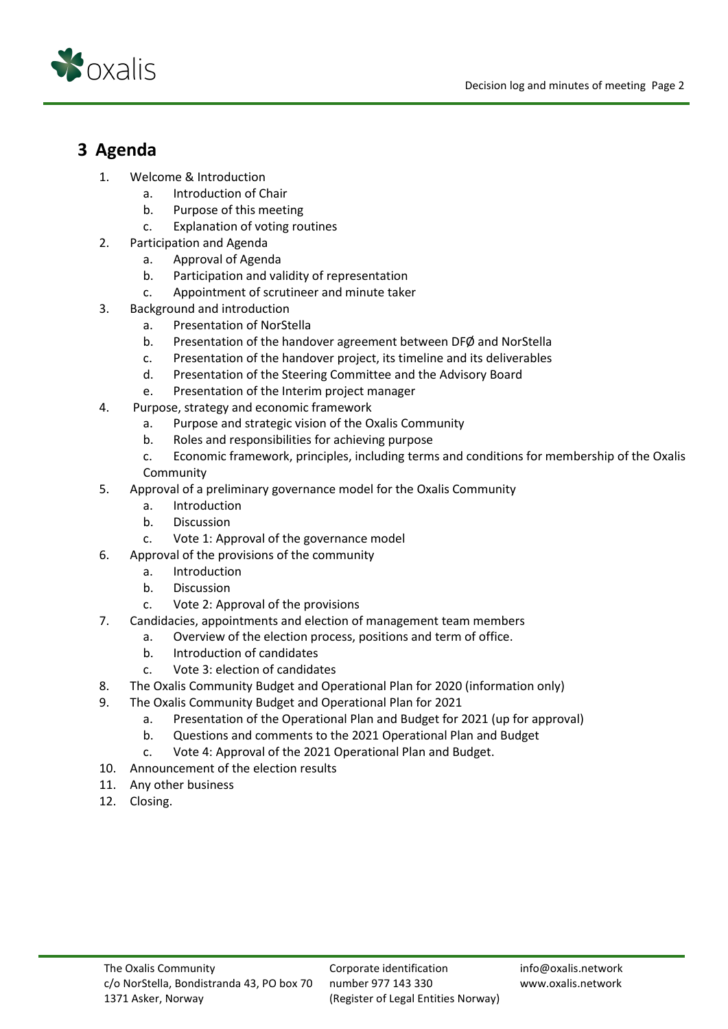# 3 Agenda

1. Welcome & Introduction
   a. Introduction of Chair
   b. Purpose of this meeting
   c. Explanation of voting routines
2. Participation and Agenda
   a. Approval of Agenda
   b. Participation and validity of representation
   c. Appointment of scrutineer and minute taker
3. Background and introduction
   a. Presentation of NorStella
   b. Presentation of the handover agreement between DFØ and NorStella
   c. Presentation of the handover project, its timeline and its deliverables
   d. Presentation of the Steering Committee and the Advisory Board
   e. Presentation of the Interim project manager
4. Purpose, strategy and economic framework
   a. Purpose and strategic vision of the Oxalis Community
   b. Roles and responsibilities for achieving purpose
   c. Economic framework, principles, including terms and conditions for membership of the Oxalis Community
5. Approval of a preliminary governance model for the Oxalis Community
   a. Introduction
   b. Discussion
   c. Vote 1: Approval of the governance model
6. Approval of the provisions of the community
   a. Introduction
   b. Discussion
   c. Vote 2: Approval of the provisions
7. Candidacies, appointments and election of management team members
   a. Overview of the election process, positions and term of office.
   b. Introduction of candidates
   c. Vote 3: election of candidates
8. The Oxalis Community Budget and Operational Plan for 2020 (information only)
9. The Oxalis Community Budget and Operational Plan for 2021
   a. Presentation of the Operational Plan and Budget for 2021 (up for approval)
   b. Questions and comments to the 2021 Operational Plan and Budget
   c. Vote 4: Approval of the 2021 Operational Plan and Budget.
10. Announcement of the election results
11. Any other business
12. Closing.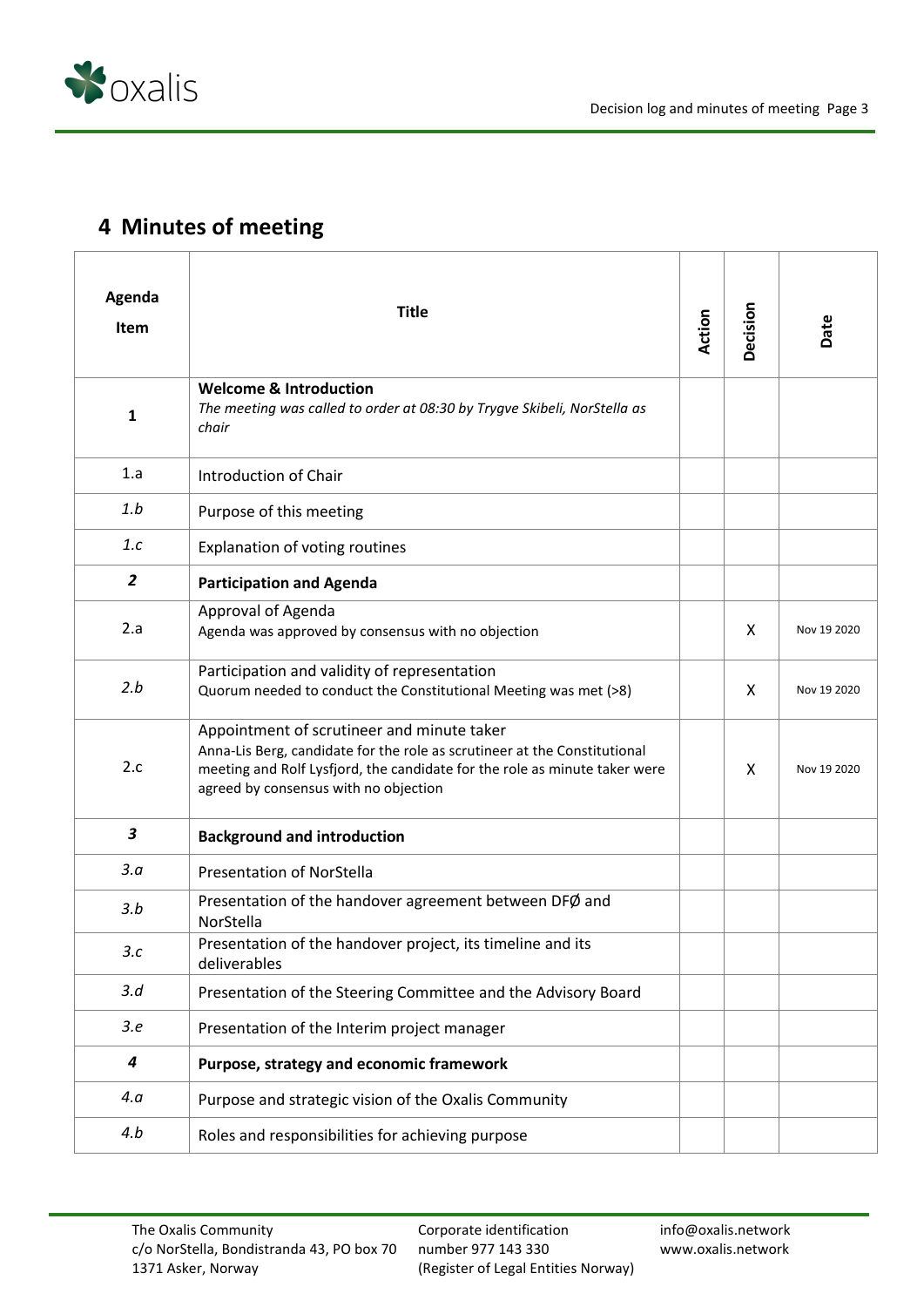## 4 Minutes of meeting

| Agenda Item | Title | Action | Decision | Date |
|---|---|---|---|---|
| **1** | **Welcome & Introduction**<br>*The meeting was called to order at 08:30 by Trygve Skibeli, NorStella as chair* | | | |
| 1.a | Introduction of Chair | | | |
| *1.b* | Purpose of this meeting | | | |
| *1.c* | Explanation of voting routines | | | |
| ***2*** | **Participation and Agenda** | | | |
| 2.a | Approval of Agenda<br>Agenda was approved by consensus with no objection | | X | Nov 19 2020 |
| *2.b* | Participation and validity of representation<br>Quorum needed to conduct the Constitutional Meeting was met (>8) | | X | Nov 19 2020 |
| 2.c | Appointment of scrutineer and minute taker<br>Anna-Lis Berg, candidate for the role as scrutineer at the Constitutional meeting and Rolf Lysfjord, the candidate for the role as minute taker were agreed by consensus with no objection | | X | Nov 19 2020 |
| ***3*** | **Background and introduction** | | | |
| *3.a* | Presentation of NorStella | | | |
| *3.b* | Presentation of the handover agreement between DFØ and NorStella | | | |
| *3.c* | Presentation of the handover project, its timeline and its deliverables | | | |
| *3.d* | Presentation of the Steering Committee and the Advisory Board | | | |
| *3.e* | Presentation of the Interim project manager | | | |
| ***4*** | **Purpose, strategy and economic framework** | | | |
| *4.a* | Purpose and strategic vision of the Oxalis Community | | | |
| *4.b* | Roles and responsibilities for achieving purpose | | | |

The Oxalis Community
c/o NorStella, Bondistranda 43, PO box 70
1371 Asker, Norway

Corporate identification
number 977 143 330
(Register of Legal Entities Norway)

info@oxalis.network
www.oxalis.network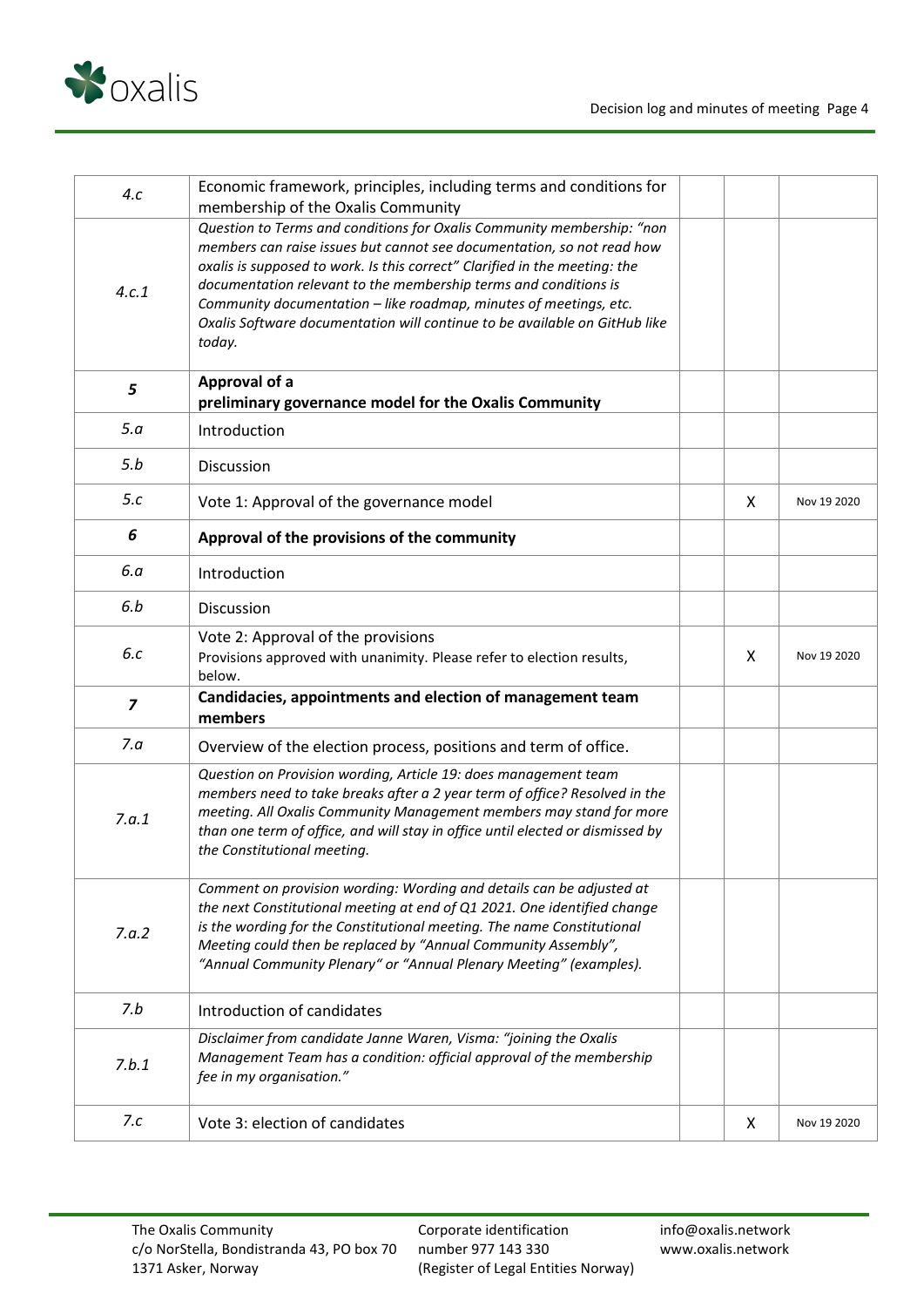| | | | | |
|---|---|---|---|---|
| *4.c* | Economic framework, principles, including terms and conditions for membership of the Oxalis Community | | | |
| *4.c.1* | *Question to Terms and conditions for Oxalis Community membership: "non members can raise issues but cannot see documentation, so not read how oxalis is supposed to work. Is this correct" Clarified in the meeting: the documentation relevant to the membership terms and conditions is Community documentation – like roadmap, minutes of meetings, etc. Oxalis Software documentation will continue to be available on GitHub like today.* | | | |
| ***5*** | **Approval of a preliminary governance model for the Oxalis Community** | | | |
| *5.a* | Introduction | | | |
| *5.b* | Discussion | | | |
| *5.c* | Vote 1: Approval of the governance model | | X | Nov 19 2020 |
| ***6*** | **Approval of the provisions of the community** | | | |
| *6.a* | Introduction | | | |
| *6.b* | Discussion | | | |
| *6.c* | Vote 2: Approval of the provisions<br>Provisions approved with unanimity. Please refer to election results, below. | | X | Nov 19 2020 |
| ***7*** | **Candidacies, appointments and election of management team members** | | | |
| *7.a* | Overview of the election process, positions and term of office. | | | |
| *7.a.1* | *Question on Provision wording, Article 19: does management team members need to take breaks after a 2 year term of office? Resolved in the meeting. All Oxalis Community Management members may stand for more than one term of office, and will stay in office until elected or dismissed by the Constitutional meeting.* | | | |
| *7.a.2* | *Comment on provision wording: Wording and details can be adjusted at the next Constitutional meeting at end of Q1 2021. One identified change is the wording for the Constitutional meeting. The name Constitutional Meeting could then be replaced by "Annual Community Assembly", "Annual Community Plenary" or "Annual Plenary Meeting" (examples).* | | | |
| *7.b* | Introduction of candidates | | | |
| *7.b.1* | *Disclaimer from candidate Janne Waren, Visma: "joining the Oxalis Management Team has a condition: official approval of the membership fee in my organisation."* | | | |
| *7.c* | Vote 3: election of candidates | | X | Nov 19 2020 |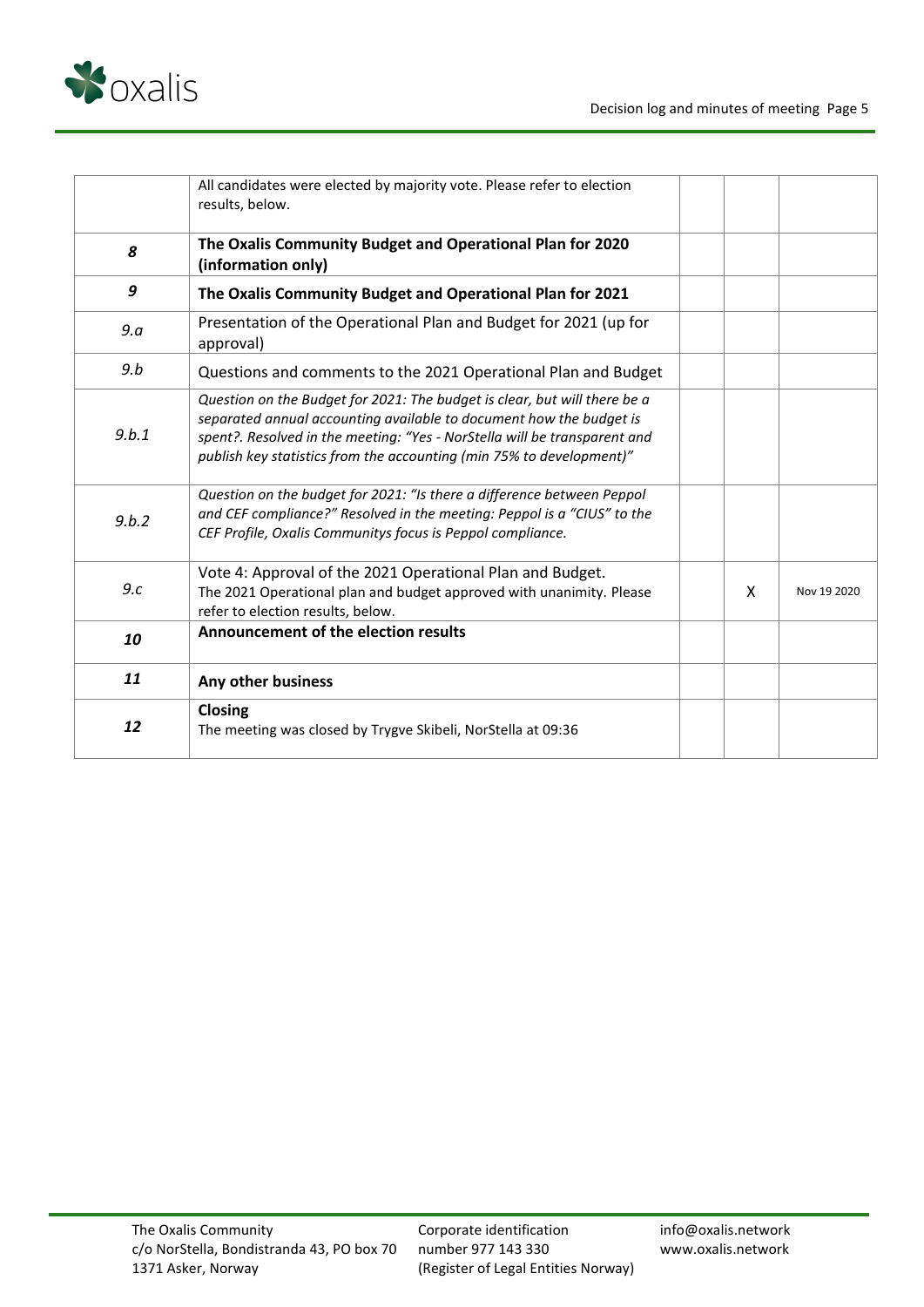| | | | | |
|---|---|---|---|---|
| | All candidates were elected by majority vote. Please refer to election results, below. | | | |
| ***8*** | **The Oxalis Community Budget and Operational Plan for 2020 (information only)** | | | |
| ***9*** | **The Oxalis Community Budget and Operational Plan for 2021** | | | |
| *9.a* | Presentation of the Operational Plan and Budget for 2021 (up for approval) | | | |
| *9.b* | Questions and comments to the 2021 Operational Plan and Budget | | | |
| *9.b.1* | *Question on the Budget for 2021: The budget is clear, but will there be a separated annual accounting available to document how the budget is spent?. Resolved in the meeting: "Yes - NorStella will be transparent and publish key statistics from the accounting (min 75% to development)"* | | | |
| *9.b.2* | *Question on the budget for 2021: "Is there a difference between Peppol and CEF compliance?" Resolved in the meeting: Peppol is a "CIUS" to the CEF Profile, Oxalis Communitys focus is Peppol compliance.* | | | |
| *9.c* | Vote 4: Approval of the 2021 Operational Plan and Budget.<br>The 2021 Operational plan and budget approved with unanimity. Please refer to election results, below. | | X | Nov 19 2020 |
| ***10*** | **Announcement of the election results** | | | |
| ***11*** | **Any other business** | | | |
| ***12*** | **Closing**<br>The meeting was closed by Trygve Skibeli, NorStella at 09:36 | | | |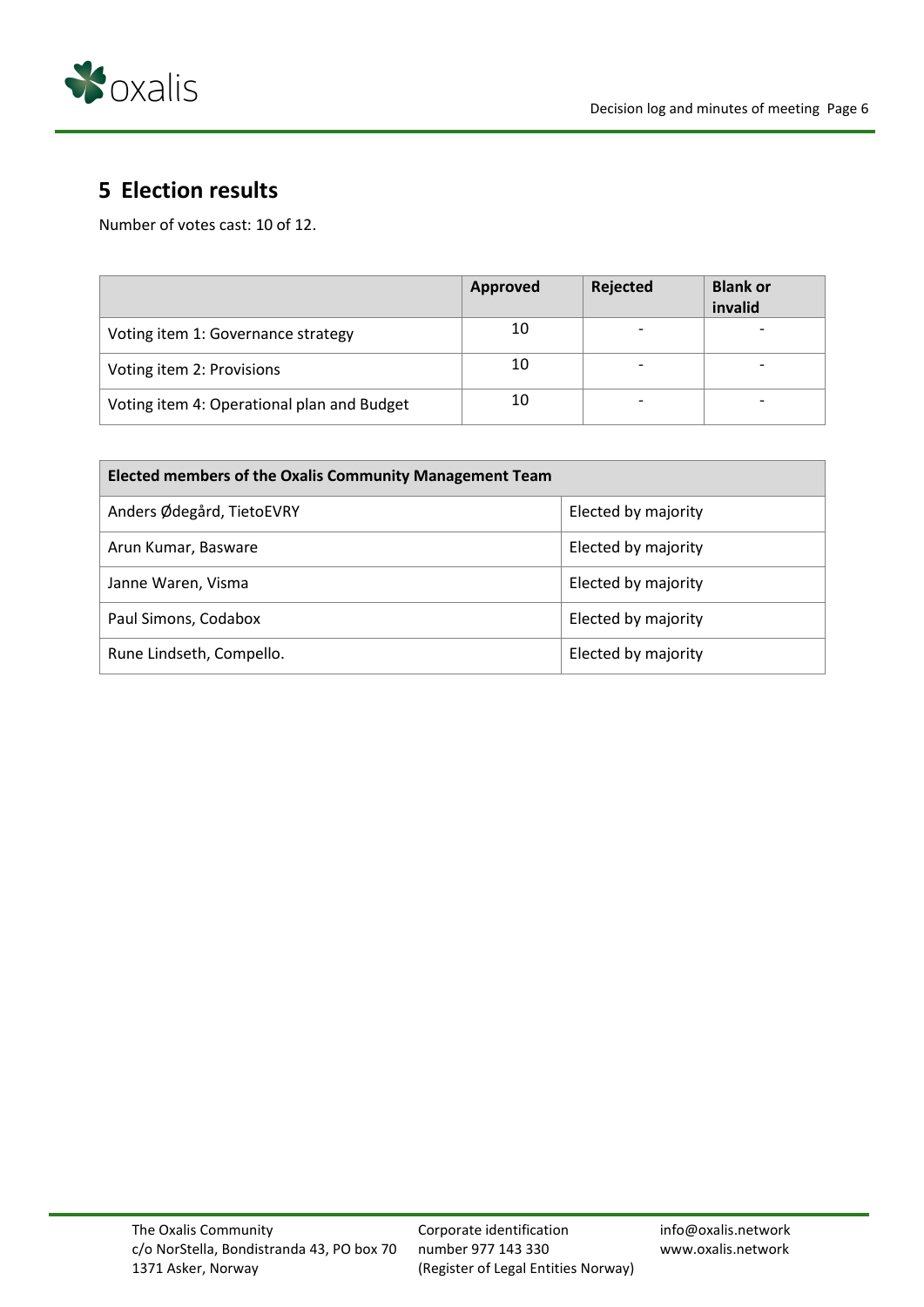# 5 Election results

Number of votes cast: 10 of 12.

| | Approved | Rejected | Blank or invalid |
|---|---|---|---|
| Voting item 1: Governance strategy | 10 | - | - |
| Voting item 2: Provisions | 10 | - | - |
| Voting item 4: Operational plan and Budget | 10 | - | - |

| Elected members of the Oxalis Community Management Team | |
|---|---|
| Anders Ødegård, TietoEVRY | Elected by majority |
| Arun Kumar, Basware | Elected by majority |
| Janne Waren, Visma | Elected by majority |
| Paul Simons, Codabox | Elected by majority |
| Rune Lindseth, Compello. | Elected by majority |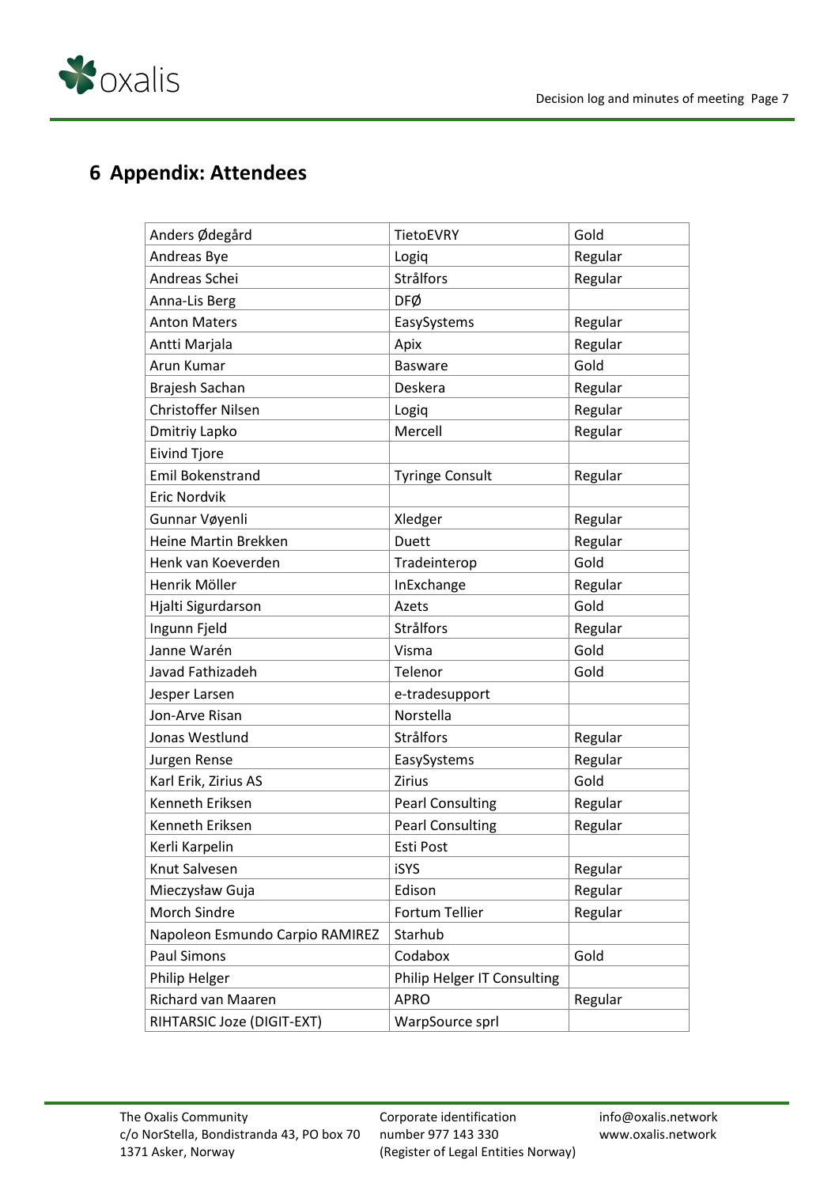# 6 Appendix: Attendees

| | | |
|---|---|---|
| Anders Ødegård | TietoEVRY | Gold |
| Andreas Bye | Logiq | Regular |
| Andreas Schei | Strålfors | Regular |
| Anna-Lis Berg | DFØ | |
| Anton Maters | EasySystems | Regular |
| Antti Marjala | Apix | Regular |
| Arun Kumar | Basware | Gold |
| Brajesh Sachan | Deskera | Regular |
| Christoffer Nilsen | Logiq | Regular |
| Dmitriy Lapko | Mercell | Regular |
| Eivind Tjore | | |
| Emil Bokenstrand | Tyringe Consult | Regular |
| Eric Nordvik | | |
| Gunnar Vøyenli | Xledger | Regular |
| Heine Martin Brekken | Duett | Regular |
| Henk van Koeverden | Tradeinterop | Gold |
| Henrik Möller | InExchange | Regular |
| Hjalti Sigurdarson | Azets | Gold |
| Ingunn Fjeld | Strålfors | Regular |
| Janne Warén | Visma | Gold |
| Javad Fathizadeh | Telenor | Gold |
| Jesper Larsen | e-tradesupport | |
| Jon-Arve Risan | Norstella | |
| Jonas Westlund | Strålfors | Regular |
| Jurgen Rense | EasySystems | Regular |
| Karl Erik, Zirius AS | Zirius | Gold |
| Kenneth Eriksen | Pearl Consulting | Regular |
| Kenneth Eriksen | Pearl Consulting | Regular |
| Kerli Karpelin | Esti Post | |
| Knut Salvesen | iSYS | Regular |
| Mieczysław Guja | Edison | Regular |
| Morch Sindre | Fortum Tellier | Regular |
| Napoleon Esmundo Carpio RAMIREZ | Starhub | |
| Paul Simons | Codabox | Gold |
| Philip Helger | Philip Helger IT Consulting | |
| Richard van Maaren | APRO | Regular |
| RIHTARSIC Joze (DIGIT-EXT) | WarpSource sprl | |

The Oxalis Community
c/o NorStella, Bondistranda 43, PO box 70
1371 Asker, Norway

Corporate identification
number 977 143 330
(Register of Legal Entities Norway)

info@oxalis.network
www.oxalis.network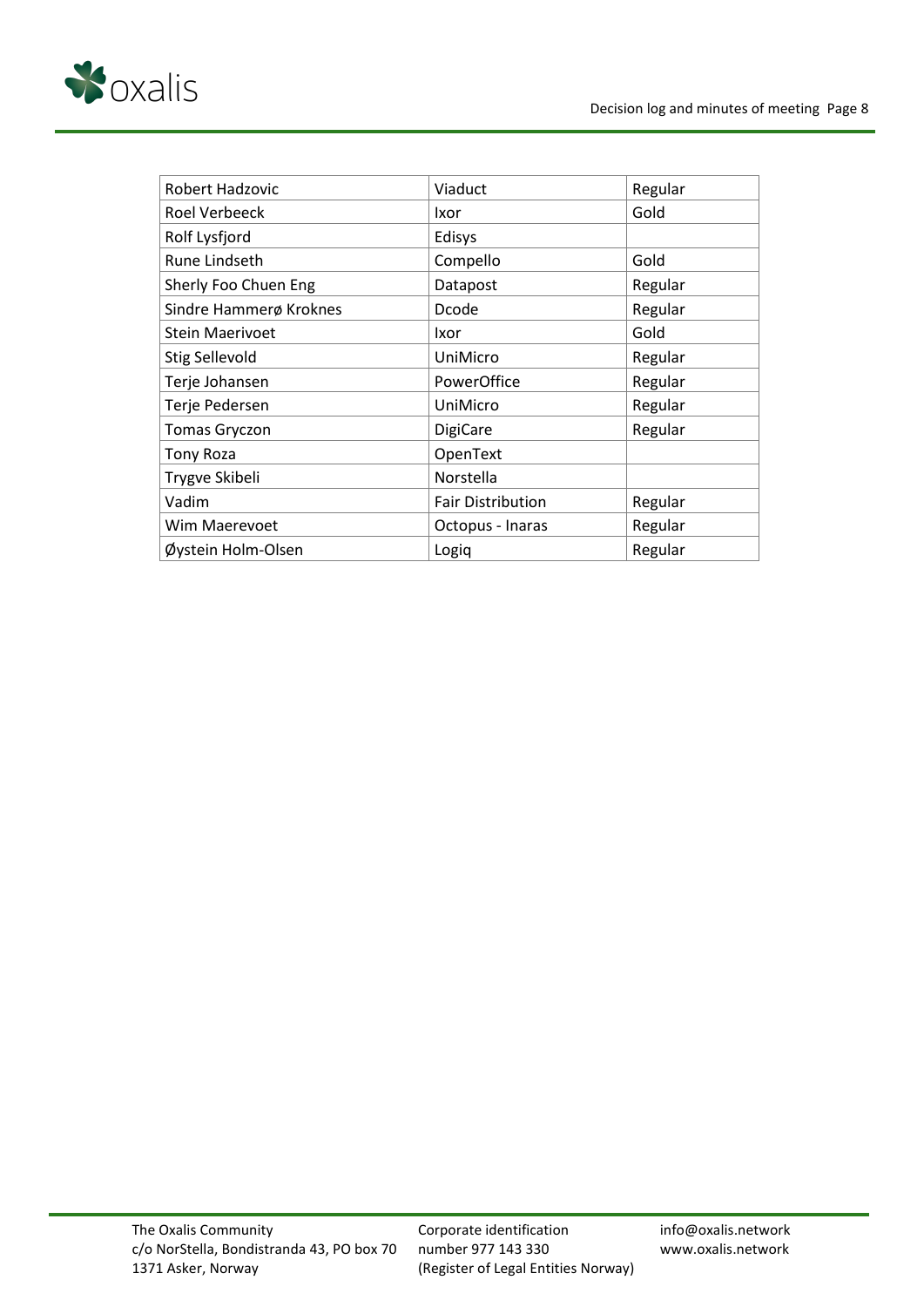| | | |
|---|---|---|
| Robert Hadzovic | Viaduct | Regular |
| Roel Verbeeck | Ixor | Gold |
| Rolf Lysfjord | Edisys | |
| Rune Lindseth | Compello | Gold |
| Sherly Foo Chuen Eng | Datapost | Regular |
| Sindre Hammerø Kroknes | Dcode | Regular |
| Stein Maerivoet | Ixor | Gold |
| Stig Sellevold | UniMicro | Regular |
| Terje Johansen | PowerOffice | Regular |
| Terje Pedersen | UniMicro | Regular |
| Tomas Gryczon | DigiCare | Regular |
| Tony Roza | OpenText | |
| Trygve Skibeli | Norstella | |
| Vadim | Fair Distribution | Regular |
| Wim Maerevoet | Octopus - Inaras | Regular |
| Øystein Holm-Olsen | Logiq | Regular |